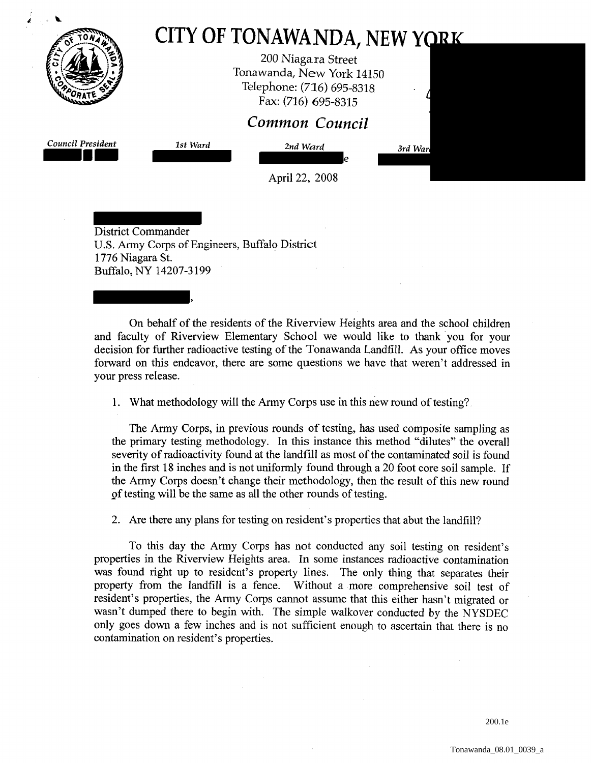# CITY OF TONAWANDA, NEW YORK

200 Niagara Street
Tonawanda, New York 14150
Telephone: (716) 695-8318
Fax: (716) 695-8315

## *Common Council*

*Council President* | *1st Ward* | *2nd Ward* | *3rd Ward*

April 22, 2008

District Commander
U.S. Army Corps of Engineers, Buffalo District
1776 Niagara St.
Buffalo, NY 14207-3199

On behalf of the residents of the Riverview Heights area and the school children and faculty of Riverview Elementary School we would like to thank you for your decision for further radioactive testing of the Tonawanda Landfill. As your office moves forward on this endeavor, there are some questions we have that weren't addressed in your press release.

1. What methodology will the Army Corps use in this new round of testing?

   The Army Corps, in previous rounds of testing, has used composite sampling as the primary testing methodology. In this instance this method "dilutes" the overall severity of radioactivity found at the landfill as most of the contaminated soil is found in the first 18 inches and is not uniformly found through a 20 foot core soil sample. If the Army Corps doesn't change their methodology, then the result of this new round of testing will be the same as all the other rounds of testing.

2. Are there any plans for testing on resident's properties that abut the landfill?

   To this day the Army Corps has not conducted any soil testing on resident's properties in the Riverview Heights area. In some instances radioactive contamination was found right up to resident's property lines. The only thing that separates their property from the landfill is a fence. Without a more comprehensive soil test of resident's properties, the Army Corps cannot assume that this either hasn't migrated or wasn't dumped there to begin with. The simple walkover conducted by the NYSDEC only goes down a few inches and is not sufficient enough to ascertain that there is no contamination on resident's properties.

200.1e

Tonawanda_08.01_0039_a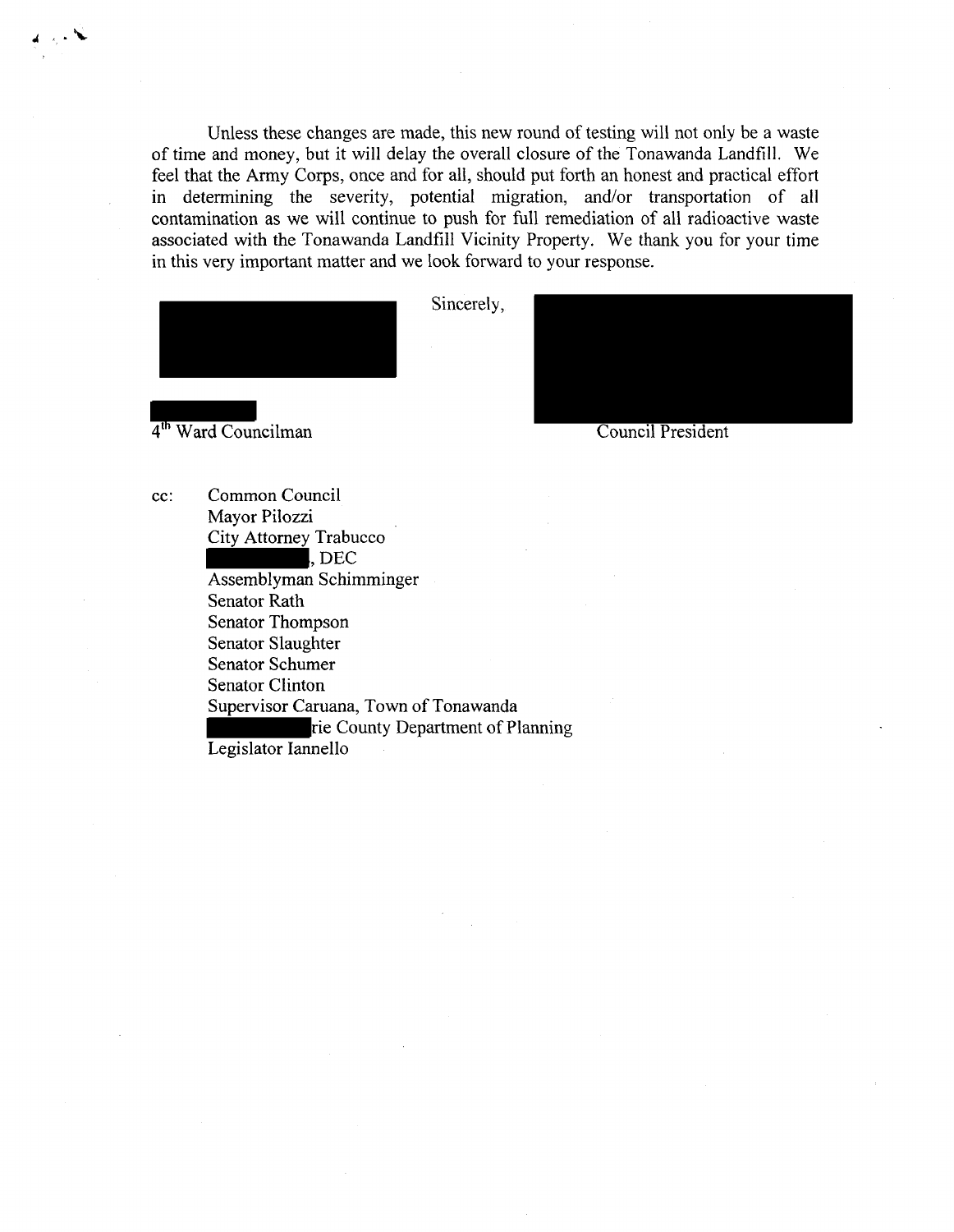Unless these changes are made, this new round of testing will not only be a waste of time and money, but it will delay the overall closure of the Tonawanda Landfill. We feel that the Army Corps, once and for all, should put forth an honest and practical effort in determining the severity, potential migration, and/or transportation of all contamination as we will continue to push for full remediation of all radioactive waste associated with the Tonawanda Landfill Vicinity Property. We thank you for your time in this very important matter and we look forward to your response.

Sincerely,

4th Ward Councilman

Council President

cc: Common Council
Mayor Pilozzi
City Attorney Trabucco
, DEC
Assemblyman Schimminger
Senator Rath
Senator Thompson
Senator Slaughter
Senator Schumer
Senator Clinton
Supervisor Caruana, Town of Tonawanda
rie County Department of Planning
Legislator Iannello